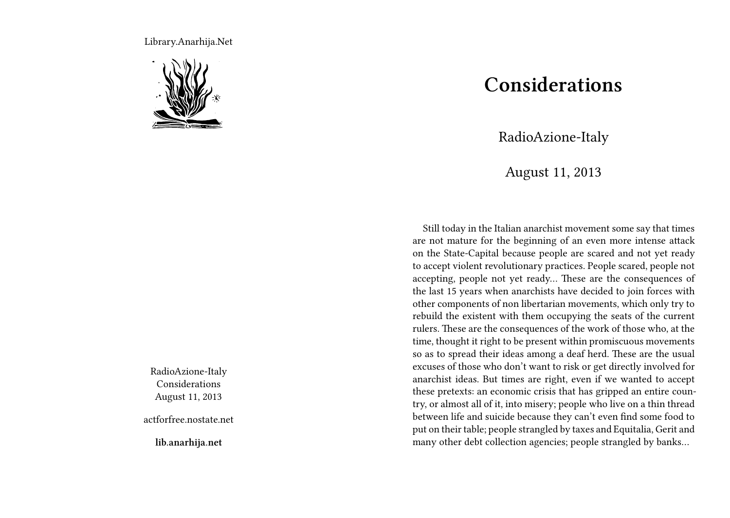Library.Anarhija.Net

RadioAzione-Italy
Considerations
August 11, 2013

actforfree.nostate.net

**lib.anarhija.net**

# Considerations

RadioAzione-Italy

August 11, 2013

Still today in the Italian anarchist movement some say that times are not mature for the beginning of an even more intense attack on the State-Capital because people are scared and not yet ready to accept violent revolutionary practices. People scared, people not accepting, people not yet ready… These are the consequences of the last 15 years when anarchists have decided to join forces with other components of non libertarian movements, which only try to rebuild the existent with them occupying the seats of the current rulers. These are the consequences of the work of those who, at the time, thought it right to be present within promiscuous movements so as to spread their ideas among a deaf herd. These are the usual excuses of those who don't want to risk or get directly involved for anarchist ideas. But times are right, even if we wanted to accept these pretexts: an economic crisis that has gripped an entire country, or almost all of it, into misery; people who live on a thin thread between life and suicide because they can't even find some food to put on their table; people strangled by taxes and Equitalia, Gerit and many other debt collection agencies; people strangled by banks…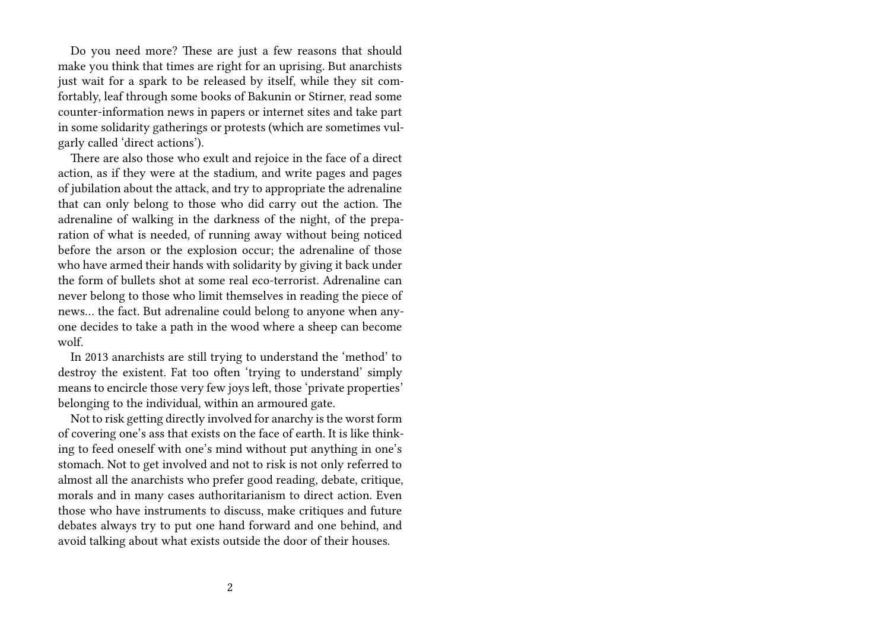Do you need more? These are just a few reasons that should make you think that times are right for an uprising. But anarchists just wait for a spark to be released by itself, while they sit comfortably, leaf through some books of Bakunin or Stirner, read some counter-information news in papers or internet sites and take part in some solidarity gatherings or protests (which are sometimes vulgarly called 'direct actions').

There are also those who exult and rejoice in the face of a direct action, as if they were at the stadium, and write pages and pages of jubilation about the attack, and try to appropriate the adrenaline that can only belong to those who did carry out the action. The adrenaline of walking in the darkness of the night, of the preparation of what is needed, of running away without being noticed before the arson or the explosion occur; the adrenaline of those who have armed their hands with solidarity by giving it back under the form of bullets shot at some real eco-terrorist. Adrenaline can never belong to those who limit themselves in reading the piece of news… the fact. But adrenaline could belong to anyone when anyone decides to take a path in the wood where a sheep can become wolf.

In 2013 anarchists are still trying to understand the 'method' to destroy the existent. Fat too often 'trying to understand' simply means to encircle those very few joys left, those 'private properties' belonging to the individual, within an armoured gate.

Not to risk getting directly involved for anarchy is the worst form of covering one's ass that exists on the face of earth. It is like thinking to feed oneself with one's mind without put anything in one's stomach. Not to get involved and not to risk is not only referred to almost all the anarchists who prefer good reading, debate, critique, morals and in many cases authoritarianism to direct action. Even those who have instruments to discuss, make critiques and future debates always try to put one hand forward and one behind, and avoid talking about what exists outside the door of their houses.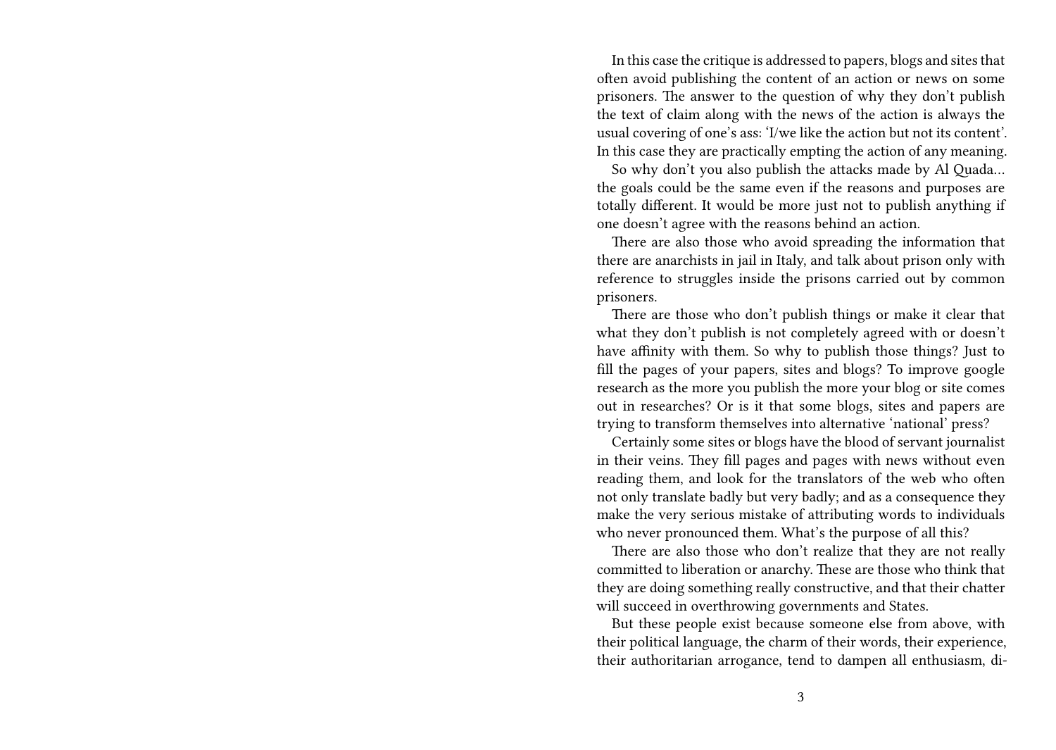In this case the critique is addressed to papers, blogs and sites that often avoid publishing the content of an action or news on some prisoners. The answer to the question of why they don't publish the text of claim along with the news of the action is always the usual covering of one's ass: 'I/we like the action but not its content'. In this case they are practically empting the action of any meaning.

So why don't you also publish the attacks made by Al Quada… the goals could be the same even if the reasons and purposes are totally different. It would be more just not to publish anything if one doesn't agree with the reasons behind an action.

There are also those who avoid spreading the information that there are anarchists in jail in Italy, and talk about prison only with reference to struggles inside the prisons carried out by common prisoners.

There are those who don't publish things or make it clear that what they don't publish is not completely agreed with or doesn't have affinity with them. So why to publish those things? Just to fill the pages of your papers, sites and blogs? To improve google research as the more you publish the more your blog or site comes out in researches? Or is it that some blogs, sites and papers are trying to transform themselves into alternative 'national' press?

Certainly some sites or blogs have the blood of servant journalist in their veins. They fill pages and pages with news without even reading them, and look for the translators of the web who often not only translate badly but very badly; and as a consequence they make the very serious mistake of attributing words to individuals who never pronounced them. What's the purpose of all this?

There are also those who don't realize that they are not really committed to liberation or anarchy. These are those who think that they are doing something really constructive, and that their chatter will succeed in overthrowing governments and States.

But these people exist because someone else from above, with their political language, the charm of their words, their experience, their authoritarian arrogance, tend to dampen all enthusiasm, di-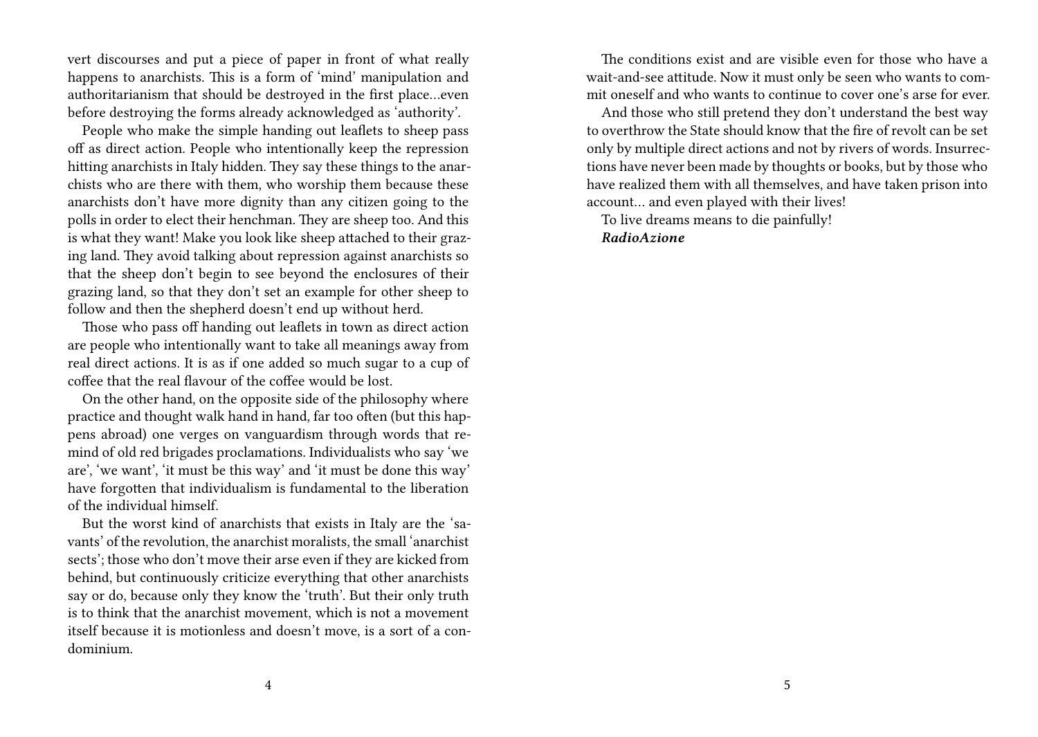vert discourses and put a piece of paper in front of what really happens to anarchists. This is a form of 'mind' manipulation and authoritarianism that should be destroyed in the first place…even before destroying the forms already acknowledged as 'authority'.

People who make the simple handing out leaflets to sheep pass off as direct action. People who intentionally keep the repression hitting anarchists in Italy hidden. They say these things to the anarchists who are there with them, who worship them because these anarchists don't have more dignity than any citizen going to the polls in order to elect their henchman. They are sheep too. And this is what they want! Make you look like sheep attached to their grazing land. They avoid talking about repression against anarchists so that the sheep don't begin to see beyond the enclosures of their grazing land, so that they don't set an example for other sheep to follow and then the shepherd doesn't end up without herd.

Those who pass off handing out leaflets in town as direct action are people who intentionally want to take all meanings away from real direct actions. It is as if one added so much sugar to a cup of coffee that the real flavour of the coffee would be lost.

On the other hand, on the opposite side of the philosophy where practice and thought walk hand in hand, far too often (but this happens abroad) one verges on vanguardism through words that remind of old red brigades proclamations. Individualists who say 'we are', 'we want', 'it must be this way' and 'it must be done this way' have forgotten that individualism is fundamental to the liberation of the individual himself.

But the worst kind of anarchists that exists in Italy are the 'savants' of the revolution, the anarchist moralists, the small 'anarchist sects'; those who don't move their arse even if they are kicked from behind, but continuously criticize everything that other anarchists say or do, because only they know the 'truth'. But their only truth is to think that the anarchist movement, which is not a movement itself because it is motionless and doesn't move, is a sort of a condominium.

The conditions exist and are visible even for those who have a wait-and-see attitude. Now it must only be seen who wants to commit oneself and who wants to continue to cover one's arse for ever.

And those who still pretend they don't understand the best way to overthrow the State should know that the fire of revolt can be set only by multiple direct actions and not by rivers of words. Insurrections have never been made by thoughts or books, but by those who have realized them with all themselves, and have taken prison into account… and even played with their lives!

To live dreams means to die painfully!

***RadioAzione***